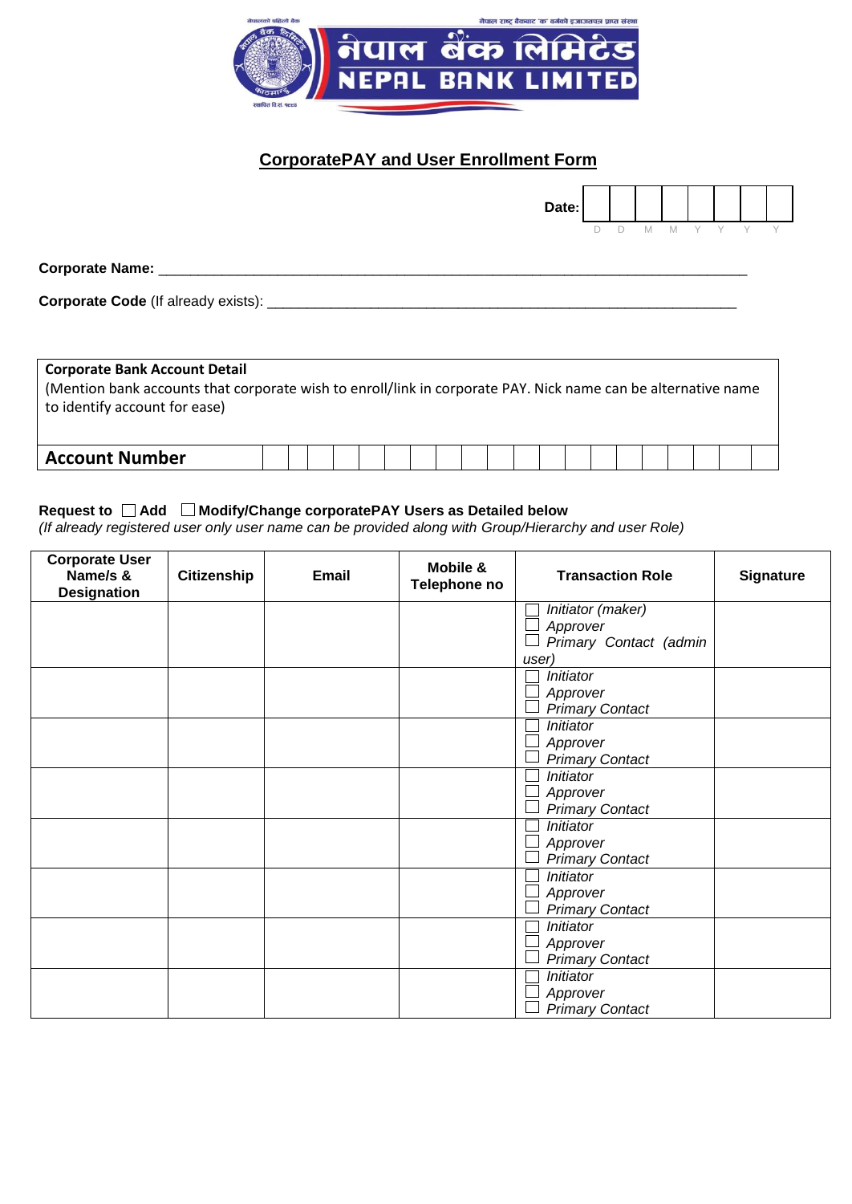नेपालको पहिलो बैंक

नेपाल राष्ट्र बैंकबाट 'क' वर्गको इजाजतपत्र प्राप्त संस्था

# नेपाल बैंक लिमिटेड
# NEPAL BANK LIMITED

स्थापित वि.सं. १९९४

## CorporatePAY and User Enrollment Form

**Date:** | | | | | | | | |
D D M M Y Y Y Y

**Corporate Name:** ____________________________________________________________________________

**Corporate Code** (If already exists): _____________________________________________________________

| **Corporate Bank Account Detail**<br>(Mention bank accounts that corporate wish to enroll/link in corporate PAY. Nick name can be alternative name to identify account for ease) |
|---|
| **Account Number** |

**Request to** ☐ **Add** ☐ **Modify/Change corporatePAY Users as Detailed below**
*(If already registered user only user name can be provided along with Group/Hierarchy and user Role)*

| Corporate User Name/s & Designation | Citizenship | Email | Mobile & Telephone no | Transaction Role | Signature |
|---|---|---|---|---|---|
| | | | | ☐ *Initiator (maker)*<br>☐ *Approver*<br>☐ *Primary Contact (admin user)* | |
| | | | | ☐ *Initiator*<br>☐ *Approver*<br>☐ *Primary Contact* | |
| | | | | ☐ *Initiator*<br>☐ *Approver*<br>☐ *Primary Contact* | |
| | | | | ☐ *Initiator*<br>☐ *Approver*<br>☐ *Primary Contact* | |
| | | | | ☐ *Initiator*<br>☐ *Approver*<br>☐ *Primary Contact* | |
| | | | | ☐ *Initiator*<br>☐ *Approver*<br>☐ *Primary Contact* | |
| | | | | ☐ *Initiator*<br>☐ *Approver*<br>☐ *Primary Contact* | |
| | | | | ☐ *Initiator*<br>☐ *Approver*<br>☐ *Primary Contact* | |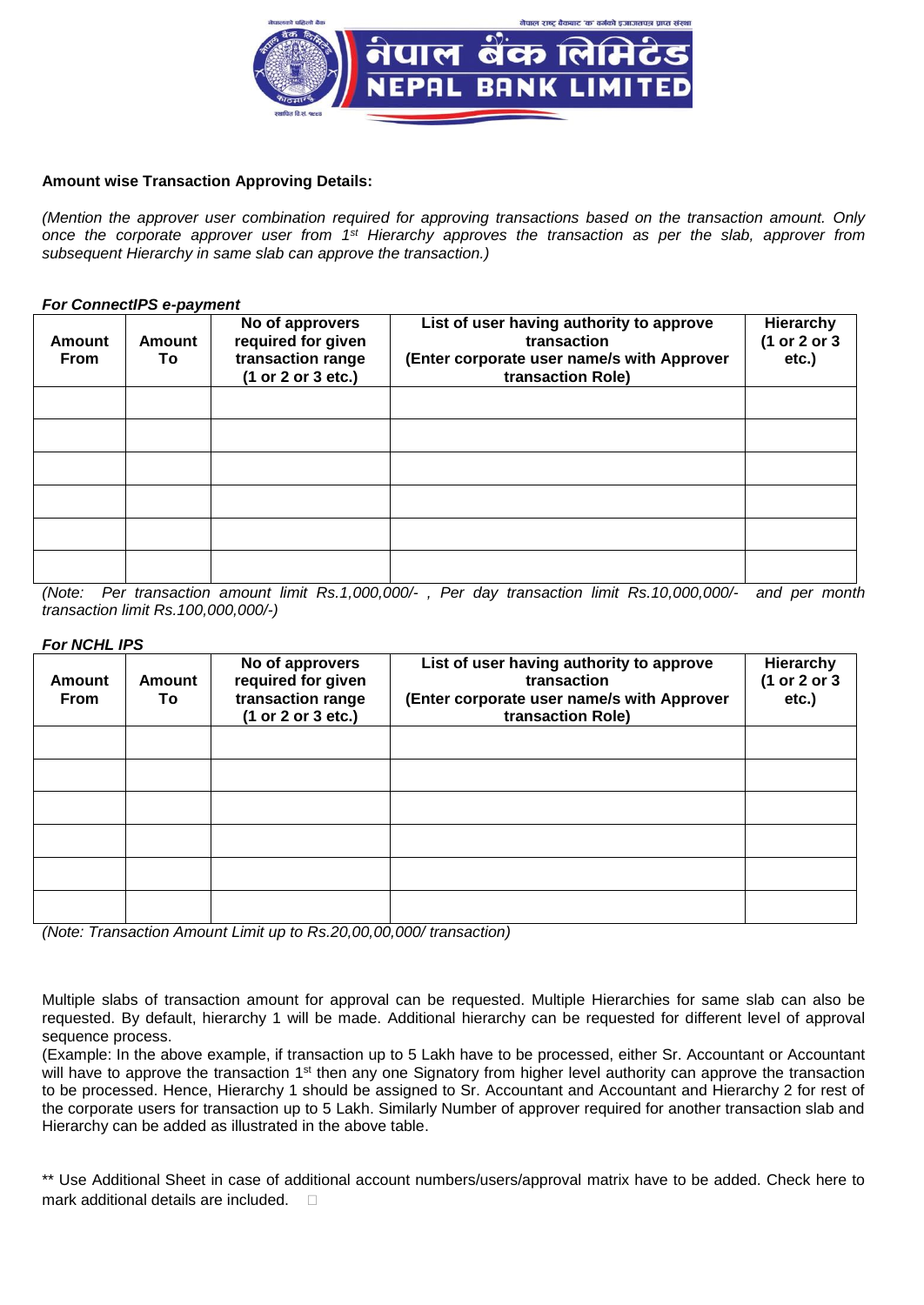**Amount wise Transaction Approving Details:**

*(Mention the approver user combination required for approving transactions based on the transaction amount. Only once the corporate approver user from 1st Hierarchy approves the transaction as per the slab, approver from subsequent Hierarchy in same slab can approve the transaction.)*

***For ConnectIPS e-payment***

| Amount From | Amount To | No of approvers required for given transaction range (1 or 2 or 3 etc.) | List of user having authority to approve transaction (Enter corporate user name/s with Approver transaction Role) | Hierarchy (1 or 2 or 3 etc.) |
|---|---|---|---|---|
| | | | | |
| | | | | |
| | | | | |
| | | | | |
| | | | | |
| | | | | |

*(Note: Per transaction amount limit Rs.1,000,000/- , Per day transaction limit Rs.10,000,000/- and per month transaction limit Rs.100,000,000/-)*

***For NCHL IPS***

| Amount From | Amount To | No of approvers required for given transaction range (1 or 2 or 3 etc.) | List of user having authority to approve transaction (Enter corporate user name/s with Approver transaction Role) | Hierarchy (1 or 2 or 3 etc.) |
|---|---|---|---|---|
| | | | | |
| | | | | |
| | | | | |
| | | | | |
| | | | | |
| | | | | |

*(Note: Transaction Amount Limit up to Rs.20,00,00,000/ transaction)*

Multiple slabs of transaction amount for approval can be requested. Multiple Hierarchies for same slab can also be requested. By default, hierarchy 1 will be made. Additional hierarchy can be requested for different level of approval sequence process.

(Example: In the above example, if transaction up to 5 Lakh have to be processed, either Sr. Accountant or Accountant will have to approve the transaction 1st then any one Signatory from higher level authority can approve the transaction to be processed. Hence, Hierarchy 1 should be assigned to Sr. Accountant and Accountant and Hierarchy 2 for rest of the corporate users for transaction up to 5 Lakh. Similarly Number of approver required for another transaction slab and Hierarchy can be added as illustrated in the above table.

** Use Additional Sheet in case of additional account numbers/users/approval matrix have to be added. Check here to mark additional details are included. ☐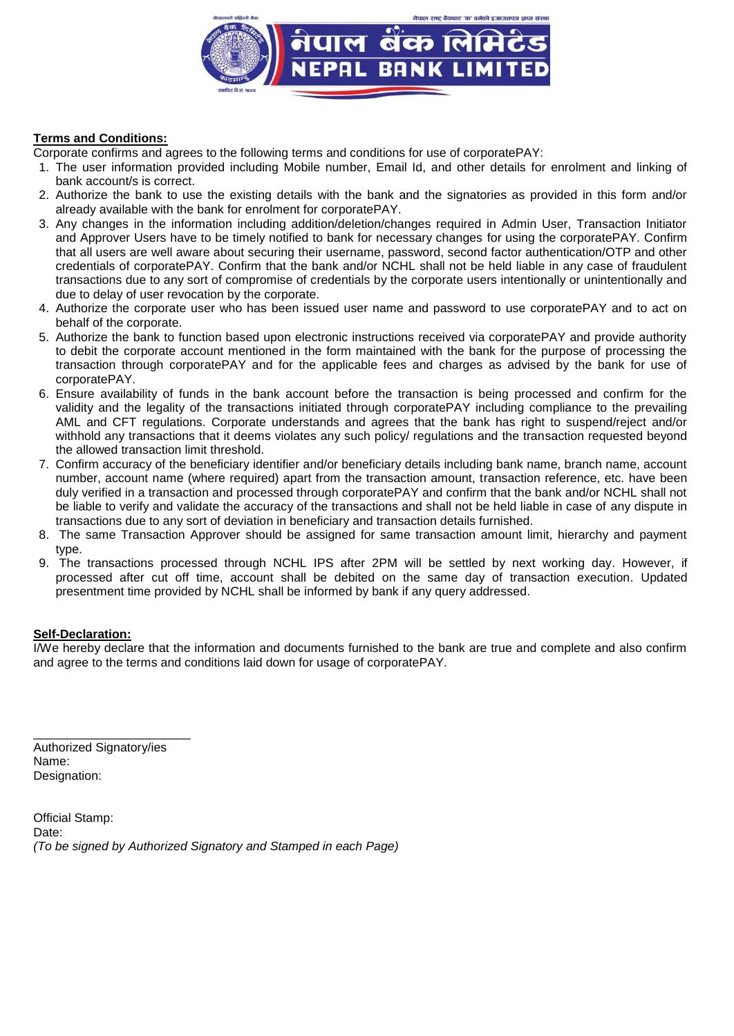**Terms and Conditions:**

Corporate confirms and agrees to the following terms and conditions for use of corporatePAY:

1. The user information provided including Mobile number, Email Id, and other details for enrolment and linking of bank account/s is correct.
2. Authorize the bank to use the existing details with the bank and the signatories as provided in this form and/or already available with the bank for enrolment for corporatePAY.
3. Any changes in the information including addition/deletion/changes required in Admin User, Transaction Initiator and Approver Users have to be timely notified to bank for necessary changes for using the corporatePAY. Confirm that all users are well aware about securing their username, password, second factor authentication/OTP and other credentials of corporatePAY. Confirm that the bank and/or NCHL shall not be held liable in any case of fraudulent transactions due to any sort of compromise of credentials by the corporate users intentionally or unintentionally and due to delay of user revocation by the corporate.
4. Authorize the corporate user who has been issued user name and password to use corporatePAY and to act on behalf of the corporate.
5. Authorize the bank to function based upon electronic instructions received via corporatePAY and provide authority to debit the corporate account mentioned in the form maintained with the bank for the purpose of processing the transaction through corporatePAY and for the applicable fees and charges as advised by the bank for use of corporatePAY.
6. Ensure availability of funds in the bank account before the transaction is being processed and confirm for the validity and the legality of the transactions initiated through corporatePAY including compliance to the prevailing AML and CFT regulations. Corporate understands and agrees that the bank has right to suspend/reject and/or withhold any transactions that it deems violates any such policy/ regulations and the transaction requested beyond the allowed transaction limit threshold.
7. Confirm accuracy of the beneficiary identifier and/or beneficiary details including bank name, branch name, account number, account name (where required) apart from the transaction amount, transaction reference, etc. have been duly verified in a transaction and processed through corporatePAY and confirm that the bank and/or NCHL shall not be liable to verify and validate the accuracy of the transactions and shall not be held liable in case of any dispute in transactions due to any sort of deviation in beneficiary and transaction details furnished.
8. The same Transaction Approver should be assigned for same transaction amount limit, hierarchy and payment type.
9. The transactions processed through NCHL IPS after 2PM will be settled by next working day. However, if processed after cut off time, account shall be debited on the same day of transaction execution. Updated presentment time provided by NCHL shall be informed by bank if any query addressed.

**Self-Declaration:**

I/We hereby declare that the information and documents furnished to the bank are true and complete and also confirm and agree to the terms and conditions laid down for usage of corporatePAY.

\_\_\_\_\_\_\_\_\_\_\_\_\_\_\_\_\_\_\_\_\_\_\_\_

Authorized Signatory/ies
Name:
Designation:

Official Stamp:
Date:
*(To be signed by Authorized Signatory and Stamped in each Page)*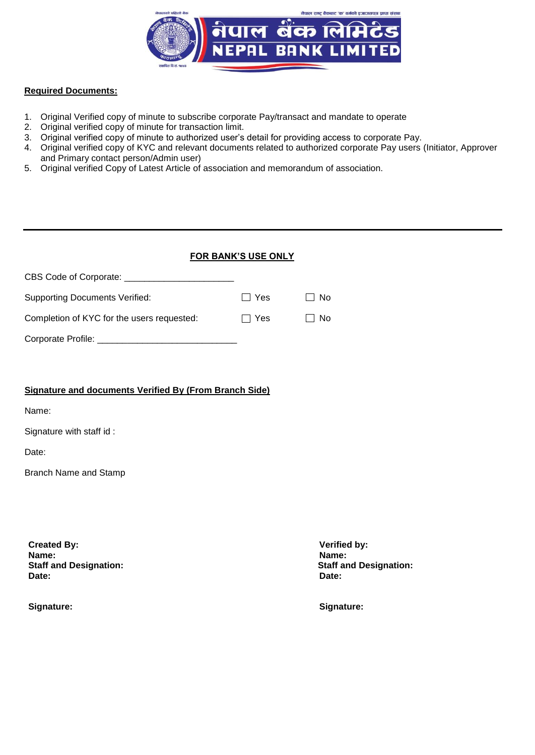नेपाल बैंक लिमिटेड
NEPAL BANK LIMITED

**Required Documents:**

1. Original Verified copy of minute to subscribe corporate Pay/transact and mandate to operate
2. Original verified copy of minute for transaction limit.
3. Original verified copy of minute to authorized user's detail for providing access to corporate Pay.
4. Original verified copy of KYC and relevant documents related to authorized corporate Pay users (Initiator, Approver and Primary contact person/Admin user)
5. Original verified Copy of Latest Article of association and memorandum of association.

---

**FOR BANK'S USE ONLY**

CBS Code of Corporate: ______________________

Supporting Documents Verified: ☐ Yes ☐ No

Completion of KYC for the users requested: ☐ Yes ☐ No

Corporate Profile: ____________________________

**Signature and documents Verified By (From Branch Side)**

Name:

Signature with staff id :

Date:

Branch Name and Stamp

**Created By:**
**Name:**
**Staff and Designation:**
**Date:**

**Signature:**

**Verified by:**
**Name:**
**Staff and Designation:**
**Date:**

**Signature:**